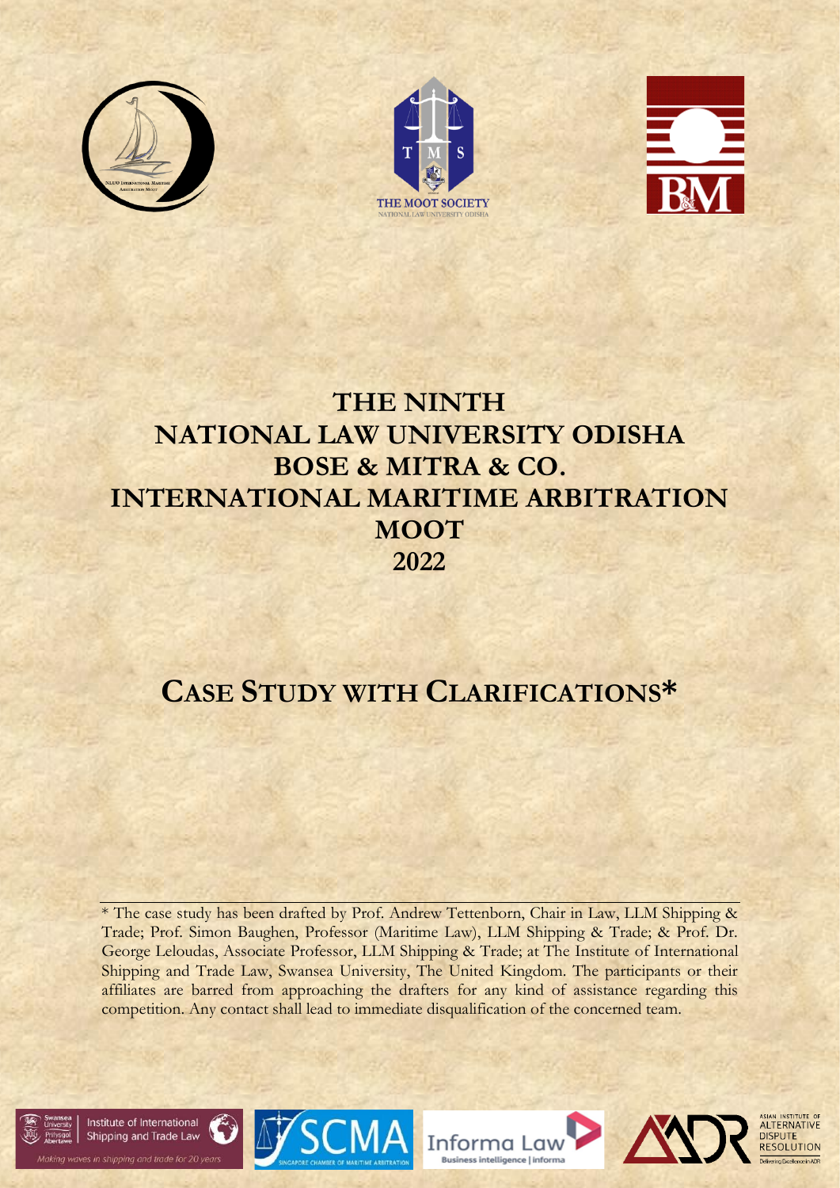# THE NINTH NATIONAL LAW UNIVERSITY ODISHA BOSE & MITRA & CO. INTERNATIONAL MARITIME ARBITRATION MOOT 2022

# CASE STUDY WITH CLARIFICATIONS*

---

* The case study has been drafted by Prof. Andrew Tettenborn, Chair in Law, LLM Shipping & Trade; Prof. Simon Baughen, Professor (Maritime Law), LLM Shipping & Trade; & Prof. Dr. George Leloudas, Associate Professor, LLM Shipping & Trade; at The Institute of International Shipping and Trade Law, Swansea University, The United Kingdom. The participants or their affiliates are barred from approaching the drafters for any kind of assistance regarding this competition. Any contact shall lead to immediate disqualification of the concerned team.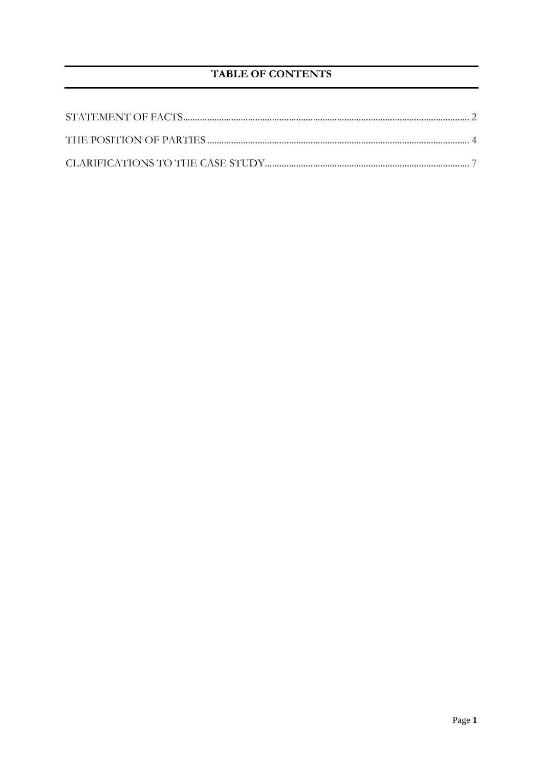## TABLE OF CONTENTS

STATEMENT OF FACTS ........................................................................................................ 2

THE POSITION OF PARTIES ............................................................................................. 4

CLARIFICATIONS TO THE CASE STUDY ...................................................................... 7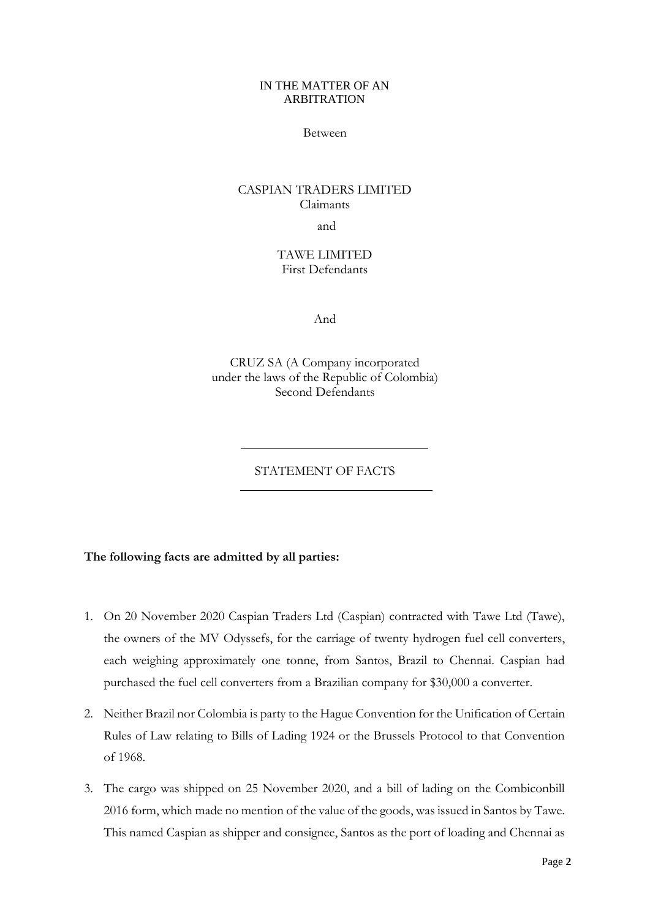IN THE MATTER OF AN ARBITRATION

Between

CASPIAN TRADERS LIMITED
Claimants

and

TAWE LIMITED
First Defendants

And

CRUZ SA (A Company incorporated under the laws of the Republic of Colombia)
Second Defendants

---

STATEMENT OF FACTS

---

**The following facts are admitted by all parties:**

1. On 20 November 2020 Caspian Traders Ltd (Caspian) contracted with Tawe Ltd (Tawe), the owners of the MV Odyssefs, for the carriage of twenty hydrogen fuel cell converters, each weighing approximately one tonne, from Santos, Brazil to Chennai. Caspian had purchased the fuel cell converters from a Brazilian company for $30,000 a converter.

2. Neither Brazil nor Colombia is party to the Hague Convention for the Unification of Certain Rules of Law relating to Bills of Lading 1924 or the Brussels Protocol to that Convention of 1968.

3. The cargo was shipped on 25 November 2020, and a bill of lading on the Combiconbill 2016 form, which made no mention of the value of the goods, was issued in Santos by Tawe. This named Caspian as shipper and consignee, Santos as the port of loading and Chennai as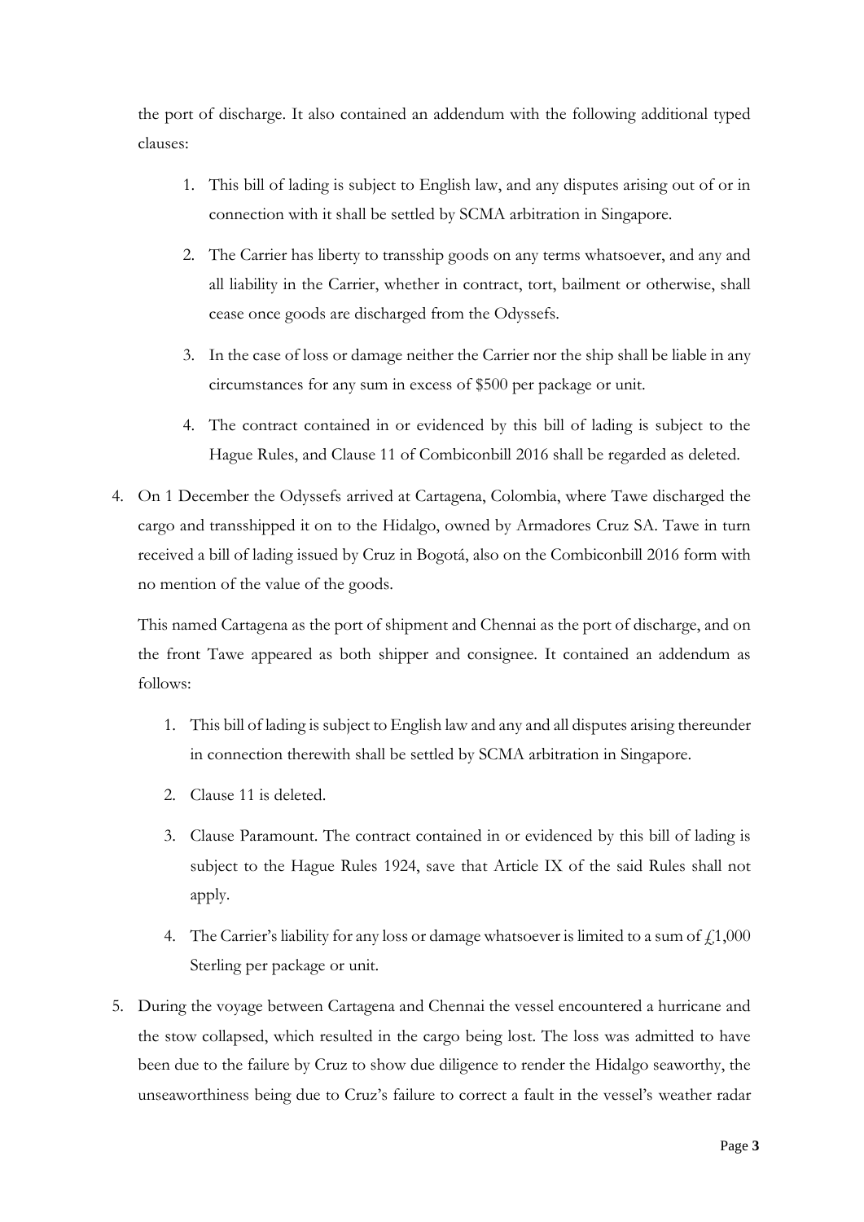the port of discharge. It also contained an addendum with the following additional typed clauses:

1. This bill of lading is subject to English law, and any disputes arising out of or in connection with it shall be settled by SCMA arbitration in Singapore.

2. The Carrier has liberty to transship goods on any terms whatsoever, and any and all liability in the Carrier, whether in contract, tort, bailment or otherwise, shall cease once goods are discharged from the Odyssefs.

3. In the case of loss or damage neither the Carrier nor the ship shall be liable in any circumstances for any sum in excess of $500 per package or unit.

4. The contract contained in or evidenced by this bill of lading is subject to the Hague Rules, and Clause 11 of Combiconbill 2016 shall be regarded as deleted.

4. On 1 December the Odyssefs arrived at Cartagena, Colombia, where Tawe discharged the cargo and transshipped it on to the Hidalgo, owned by Armadores Cruz SA. Tawe in turn received a bill of lading issued by Cruz in Bogotá, also on the Combiconbill 2016 form with no mention of the value of the goods.

   This named Cartagena as the port of shipment and Chennai as the port of discharge, and on the front Tawe appeared as both shipper and consignee. It contained an addendum as follows:

   1. This bill of lading is subject to English law and any and all disputes arising thereunder in connection therewith shall be settled by SCMA arbitration in Singapore.

   2. Clause 11 is deleted.

   3. Clause Paramount. The contract contained in or evidenced by this bill of lading is subject to the Hague Rules 1924, save that Article IX of the said Rules shall not apply.

   4. The Carrier's liability for any loss or damage whatsoever is limited to a sum of £1,000 Sterling per package or unit.

5. During the voyage between Cartagena and Chennai the vessel encountered a hurricane and the stow collapsed, which resulted in the cargo being lost. The loss was admitted to have been due to the failure by Cruz to show due diligence to render the Hidalgo seaworthy, the unseaworthiness being due to Cruz's failure to correct a fault in the vessel's weather radar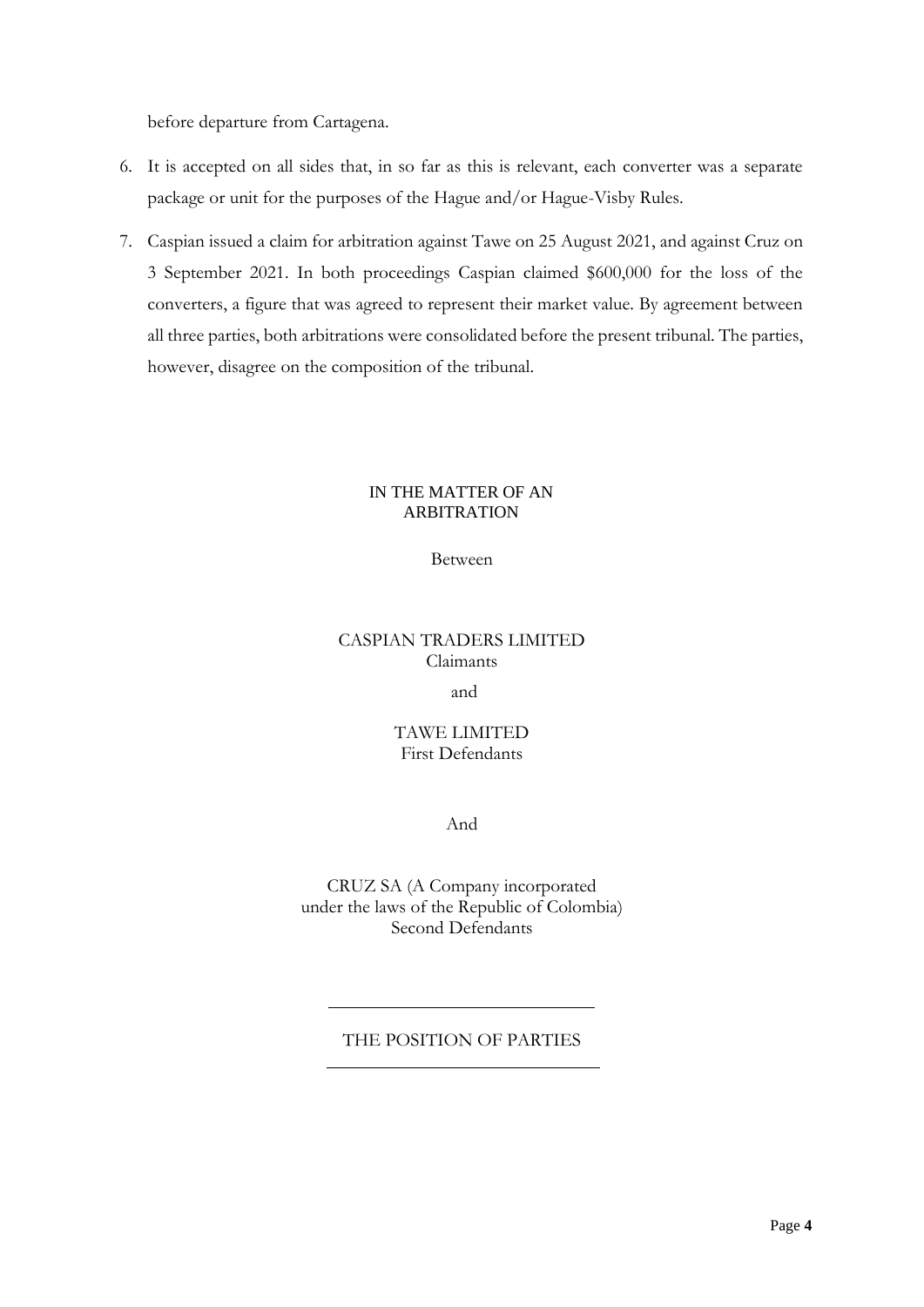before departure from Cartagena.

6. It is accepted on all sides that, in so far as this is relevant, each converter was a separate package or unit for the purposes of the Hague and/or Hague-Visby Rules.

7. Caspian issued a claim for arbitration against Tawe on 25 August 2021, and against Cruz on 3 September 2021. In both proceedings Caspian claimed $600,000 for the loss of the converters, a figure that was agreed to represent their market value. By agreement between all three parties, both arbitrations were consolidated before the present tribunal. The parties, however, disagree on the composition of the tribunal.

IN THE MATTER OF AN ARBITRATION

Between

CASPIAN TRADERS LIMITED
Claimants

and

TAWE LIMITED
First Defendants

And

CRUZ SA (A Company incorporated under the laws of the Republic of Colombia)
Second Defendants

---

THE POSITION OF PARTIES

---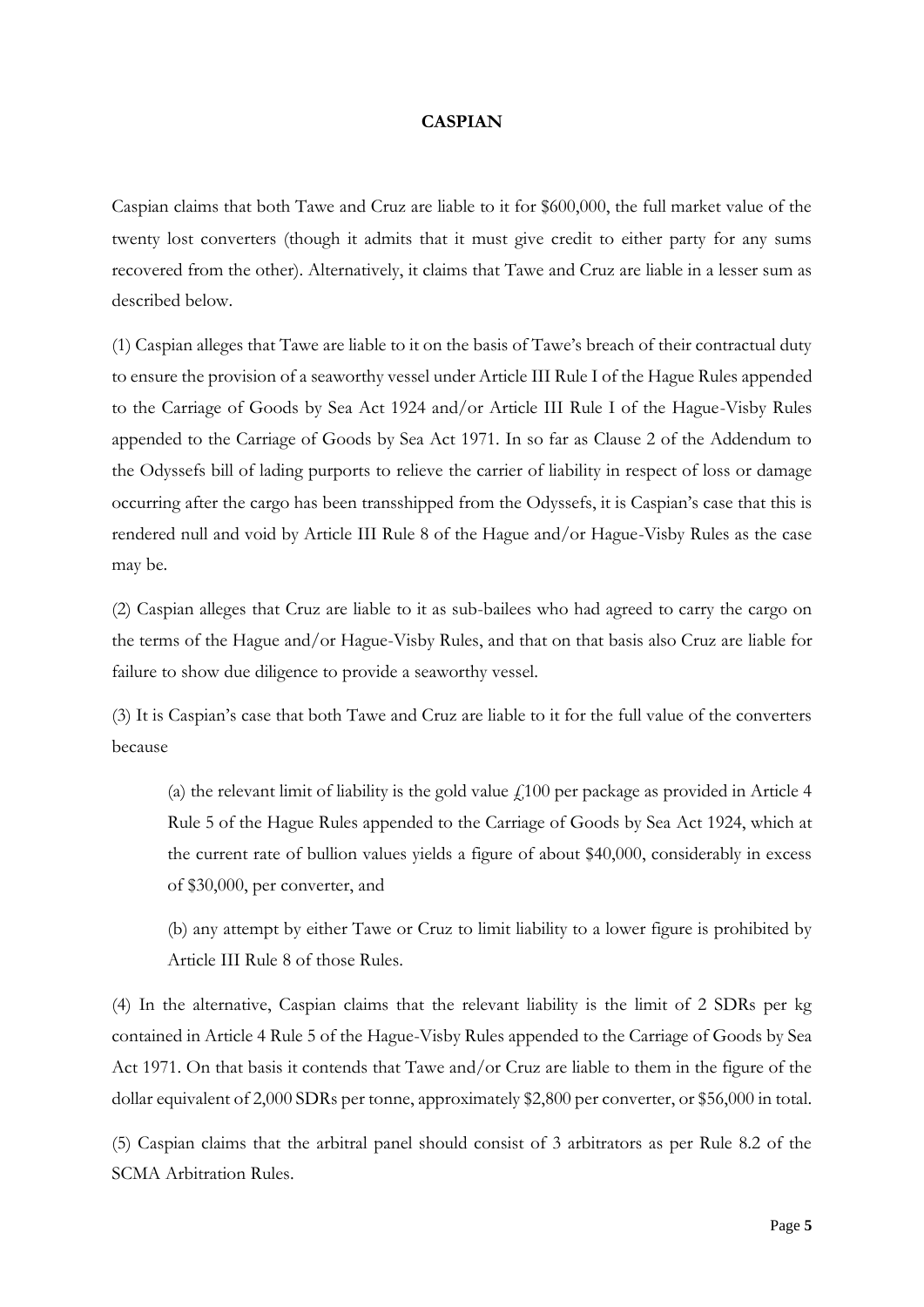# CASPIAN

Caspian claims that both Tawe and Cruz are liable to it for $600,000, the full market value of the twenty lost converters (though it admits that it must give credit to either party for any sums recovered from the other). Alternatively, it claims that Tawe and Cruz are liable in a lesser sum as described below.

(1) Caspian alleges that Tawe are liable to it on the basis of Tawe's breach of their contractual duty to ensure the provision of a seaworthy vessel under Article III Rule I of the Hague Rules appended to the Carriage of Goods by Sea Act 1924 and/or Article III Rule I of the Hague-Visby Rules appended to the Carriage of Goods by Sea Act 1971. In so far as Clause 2 of the Addendum to the Odyssefs bill of lading purports to relieve the carrier of liability in respect of loss or damage occurring after the cargo has been transshipped from the Odyssefs, it is Caspian's case that this is rendered null and void by Article III Rule 8 of the Hague and/or Hague-Visby Rules as the case may be.

(2) Caspian alleges that Cruz are liable to it as sub-bailees who had agreed to carry the cargo on the terms of the Hague and/or Hague-Visby Rules, and that on that basis also Cruz are liable for failure to show due diligence to provide a seaworthy vessel.

(3) It is Caspian's case that both Tawe and Cruz are liable to it for the full value of the converters because

> (a) the relevant limit of liability is the gold value £100 per package as provided in Article 4 Rule 5 of the Hague Rules appended to the Carriage of Goods by Sea Act 1924, which at the current rate of bullion values yields a figure of about $40,000, considerably in excess of $30,000, per converter, and
>
> (b) any attempt by either Tawe or Cruz to limit liability to a lower figure is prohibited by Article III Rule 8 of those Rules.

(4) In the alternative, Caspian claims that the relevant liability is the limit of 2 SDRs per kg contained in Article 4 Rule 5 of the Hague-Visby Rules appended to the Carriage of Goods by Sea Act 1971. On that basis it contends that Tawe and/or Cruz are liable to them in the figure of the dollar equivalent of 2,000 SDRs per tonne, approximately $2,800 per converter, or $56,000 in total.

(5) Caspian claims that the arbitral panel should consist of 3 arbitrators as per Rule 8.2 of the SCMA Arbitration Rules.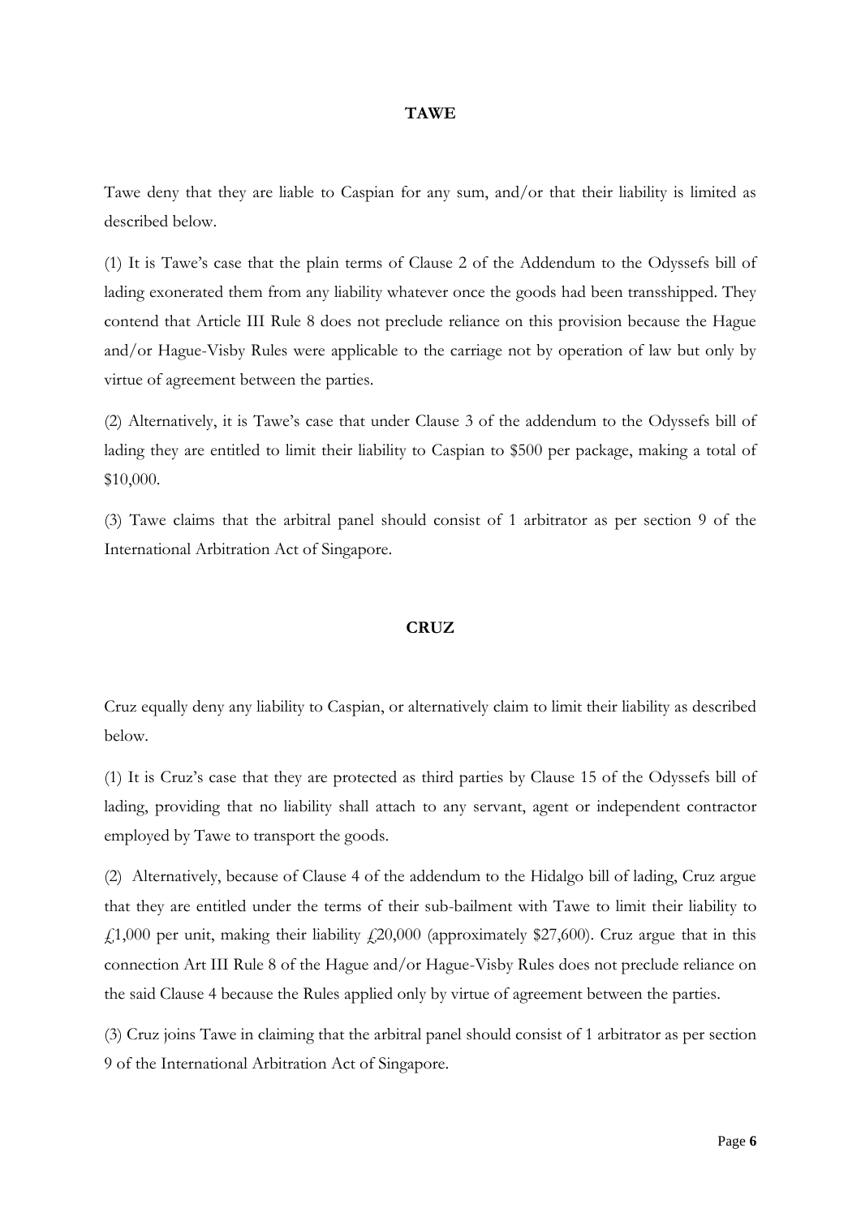## TAWE

Tawe deny that they are liable to Caspian for any sum, and/or that their liability is limited as described below.

(1) It is Tawe's case that the plain terms of Clause 2 of the Addendum to the Odyssefs bill of lading exonerated them from any liability whatever once the goods had been transshipped. They contend that Article III Rule 8 does not preclude reliance on this provision because the Hague and/or Hague-Visby Rules were applicable to the carriage not by operation of law but only by virtue of agreement between the parties.

(2) Alternatively, it is Tawe's case that under Clause 3 of the addendum to the Odyssefs bill of lading they are entitled to limit their liability to Caspian to $500 per package, making a total of $10,000.

(3) Tawe claims that the arbitral panel should consist of 1 arbitrator as per section 9 of the International Arbitration Act of Singapore.

## CRUZ

Cruz equally deny any liability to Caspian, or alternatively claim to limit their liability as described below.

(1) It is Cruz's case that they are protected as third parties by Clause 15 of the Odyssefs bill of lading, providing that no liability shall attach to any servant, agent or independent contractor employed by Tawe to transport the goods.

(2) Alternatively, because of Clause 4 of the addendum to the Hidalgo bill of lading, Cruz argue that they are entitled under the terms of their sub-bailment with Tawe to limit their liability to £1,000 per unit, making their liability £20,000 (approximately $27,600). Cruz argue that in this connection Art III Rule 8 of the Hague and/or Hague-Visby Rules does not preclude reliance on the said Clause 4 because the Rules applied only by virtue of agreement between the parties.

(3) Cruz joins Tawe in claiming that the arbitral panel should consist of 1 arbitrator as per section 9 of the International Arbitration Act of Singapore.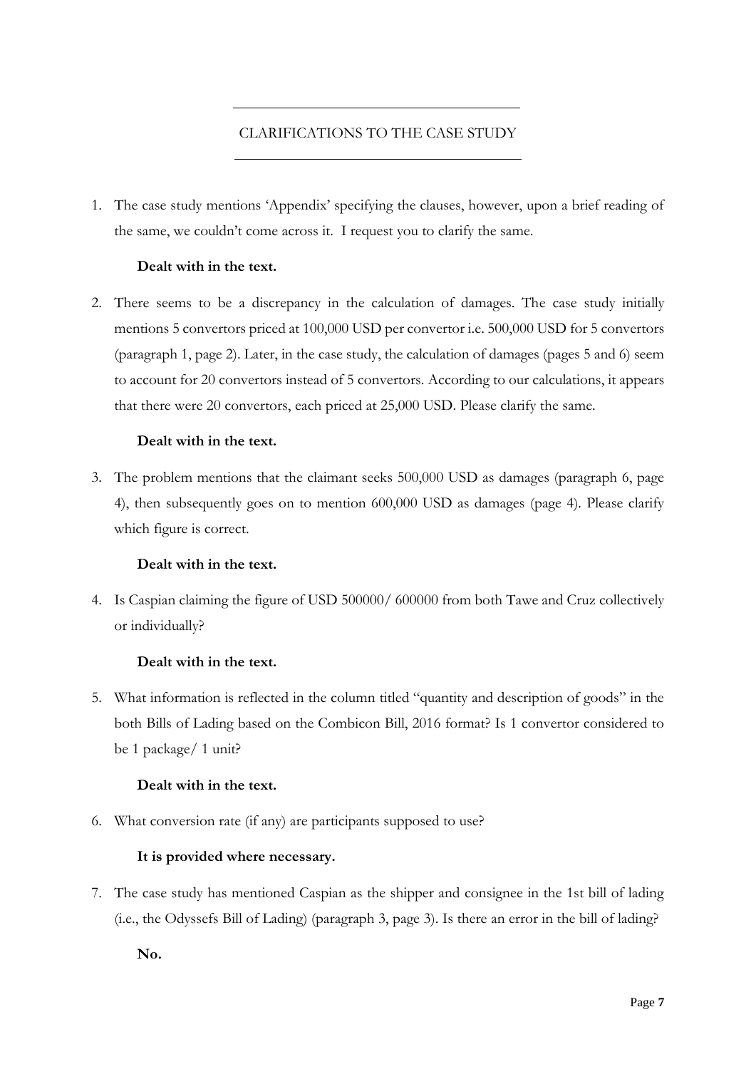## CLARIFICATIONS TO THE CASE STUDY

1. The case study mentions 'Appendix' specifying the clauses, however, upon a brief reading of the same, we couldn't come across it. I request you to clarify the same.

   **Dealt with in the text.**

2. There seems to be a discrepancy in the calculation of damages. The case study initially mentions 5 convertors priced at 100,000 USD per convertor i.e. 500,000 USD for 5 convertors (paragraph 1, page 2). Later, in the case study, the calculation of damages (pages 5 and 6) seem to account for 20 convertors instead of 5 convertors. According to our calculations, it appears that there were 20 convertors, each priced at 25,000 USD. Please clarify the same.

   **Dealt with in the text.**

3. The problem mentions that the claimant seeks 500,000 USD as damages (paragraph 6, page 4), then subsequently goes on to mention 600,000 USD as damages (page 4). Please clarify which figure is correct.

   **Dealt with in the text.**

4. Is Caspian claiming the figure of USD 500000/ 600000 from both Tawe and Cruz collectively or individually?

   **Dealt with in the text.**

5. What information is reflected in the column titled "quantity and description of goods" in the both Bills of Lading based on the Combicon Bill, 2016 format? Is 1 convertor considered to be 1 package/ 1 unit?

   **Dealt with in the text.**

6. What conversion rate (if any) are participants supposed to use?

   **It is provided where necessary.**

7. The case study has mentioned Caspian as the shipper and consignee in the 1st bill of lading (i.e., the Odyssefs Bill of Lading) (paragraph 3, page 3). Is there an error in the bill of lading?

   **No.**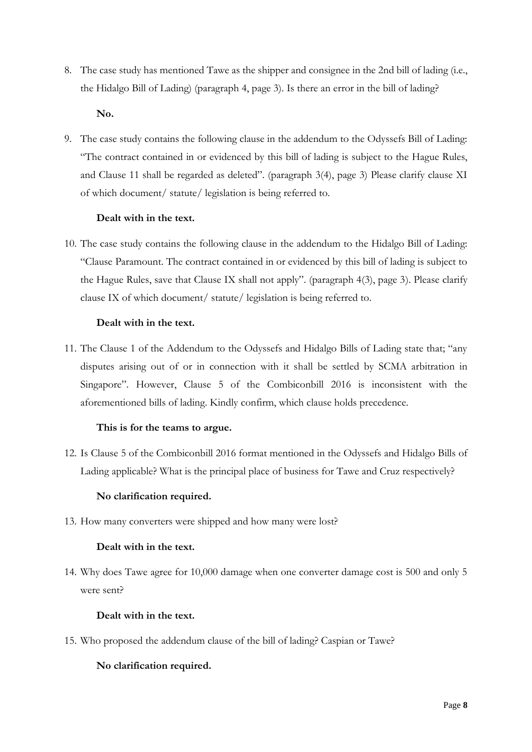8. The case study has mentioned Tawe as the shipper and consignee in the 2nd bill of lading (i.e., the Hidalgo Bill of Lading) (paragraph 4, page 3). Is there an error in the bill of lading?

   **No.**

9. The case study contains the following clause in the addendum to the Odyssefs Bill of Lading: "The contract contained in or evidenced by this bill of lading is subject to the Hague Rules, and Clause 11 shall be regarded as deleted". (paragraph 3(4), page 3) Please clarify clause XI of which document/ statute/ legislation is being referred to.

   **Dealt with in the text.**

10. The case study contains the following clause in the addendum to the Hidalgo Bill of Lading: "Clause Paramount. The contract contained in or evidenced by this bill of lading is subject to the Hague Rules, save that Clause IX shall not apply". (paragraph 4(3), page 3). Please clarify clause IX of which document/ statute/ legislation is being referred to.

    **Dealt with in the text.**

11. The Clause 1 of the Addendum to the Odyssefs and Hidalgo Bills of Lading state that; "any disputes arising out of or in connection with it shall be settled by SCMA arbitration in Singapore". However, Clause 5 of the Combiconbill 2016 is inconsistent with the aforementioned bills of lading. Kindly confirm, which clause holds precedence.

    **This is for the teams to argue.**

12. Is Clause 5 of the Combiconbill 2016 format mentioned in the Odyssefs and Hidalgo Bills of Lading applicable? What is the principal place of business for Tawe and Cruz respectively?

    **No clarification required.**

13. How many converters were shipped and how many were lost?

    **Dealt with in the text.**

14. Why does Tawe agree for 10,000 damage when one converter damage cost is 500 and only 5 were sent?

    **Dealt with in the text.**

15. Who proposed the addendum clause of the bill of lading? Caspian or Tawe?

    **No clarification required.**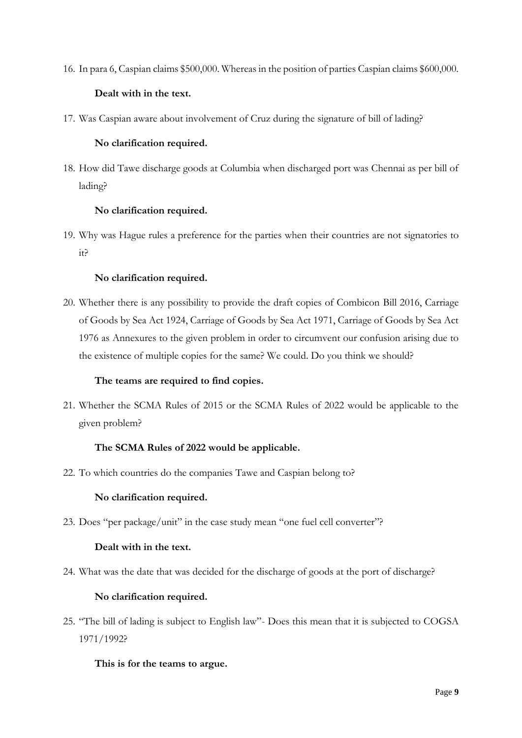16. In para 6, Caspian claims \$500,000. Whereas in the position of parties Caspian claims \$600,000.

    **Dealt with in the text.**

17. Was Caspian aware about involvement of Cruz during the signature of bill of lading?

    **No clarification required.**

18. How did Tawe discharge goods at Columbia when discharged port was Chennai as per bill of lading?

    **No clarification required.**

19. Why was Hague rules a preference for the parties when their countries are not signatories to it?

    **No clarification required.**

20. Whether there is any possibility to provide the draft copies of Combicon Bill 2016, Carriage of Goods by Sea Act 1924, Carriage of Goods by Sea Act 1971, Carriage of Goods by Sea Act 1976 as Annexures to the given problem in order to circumvent our confusion arising due to the existence of multiple copies for the same? We could. Do you think we should?

    **The teams are required to find copies.**

21. Whether the SCMA Rules of 2015 or the SCMA Rules of 2022 would be applicable to the given problem?

    **The SCMA Rules of 2022 would be applicable.**

22. To which countries do the companies Tawe and Caspian belong to?

    **No clarification required.**

23. Does "per package/unit" in the case study mean "one fuel cell converter"?

    **Dealt with in the text.**

24. What was the date that was decided for the discharge of goods at the port of discharge?

    **No clarification required.**

25. "The bill of lading is subject to English law"- Does this mean that it is subjected to COGSA 1971/1992?

    **This is for the teams to argue.**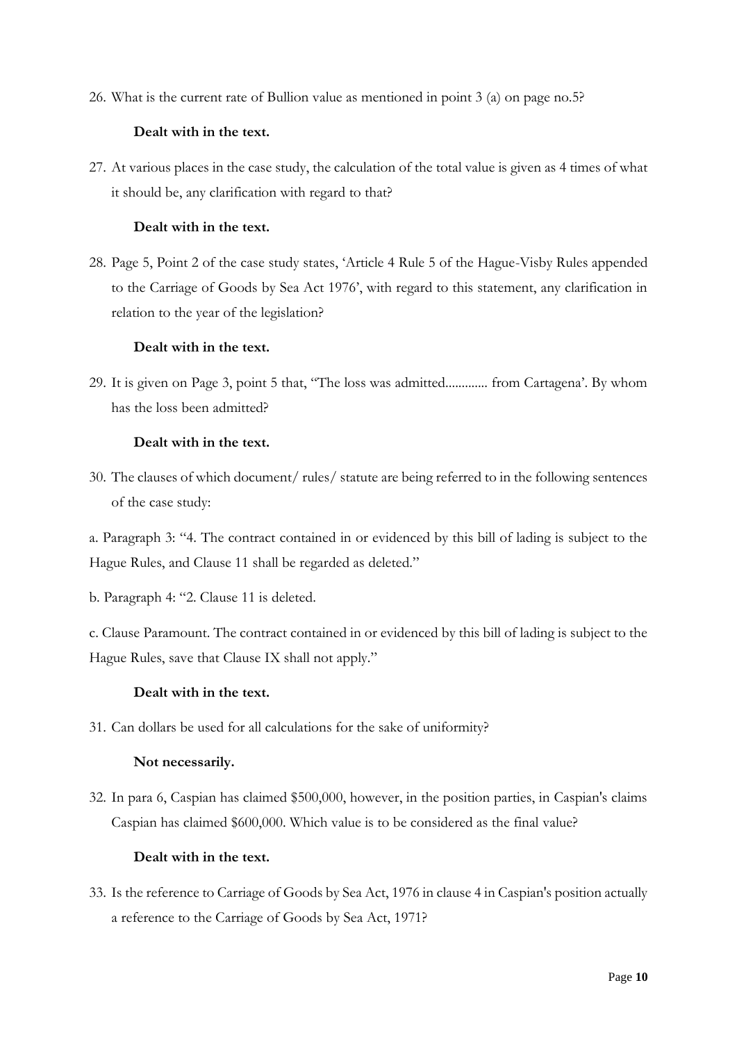26. What is the current rate of Bullion value as mentioned in point 3 (a) on page no.5?

    **Dealt with in the text.**

27. At various places in the case study, the calculation of the total value is given as 4 times of what it should be, any clarification with regard to that?

    **Dealt with in the text.**

28. Page 5, Point 2 of the case study states, 'Article 4 Rule 5 of the Hague-Visby Rules appended to the Carriage of Goods by Sea Act 1976', with regard to this statement, any clarification in relation to the year of the legislation?

    **Dealt with in the text.**

29. It is given on Page 3, point 5 that, "The loss was admitted............. from Cartagena'. By whom has the loss been admitted?

    **Dealt with in the text.**

30. The clauses of which document/ rules/ statute are being referred to in the following sentences of the case study:

a. Paragraph 3: "4. The contract contained in or evidenced by this bill of lading is subject to the Hague Rules, and Clause 11 shall be regarded as deleted."

b. Paragraph 4: "2. Clause 11 is deleted.

c. Clause Paramount. The contract contained in or evidenced by this bill of lading is subject to the Hague Rules, save that Clause IX shall not apply."

    **Dealt with in the text.**

31. Can dollars be used for all calculations for the sake of uniformity?

    **Not necessarily.**

32. In para 6, Caspian has claimed $500,000, however, in the position parties, in Caspian's claims Caspian has claimed $600,000. Which value is to be considered as the final value?

    **Dealt with in the text.**

33. Is the reference to Carriage of Goods by Sea Act, 1976 in clause 4 in Caspian's position actually a reference to the Carriage of Goods by Sea Act, 1971?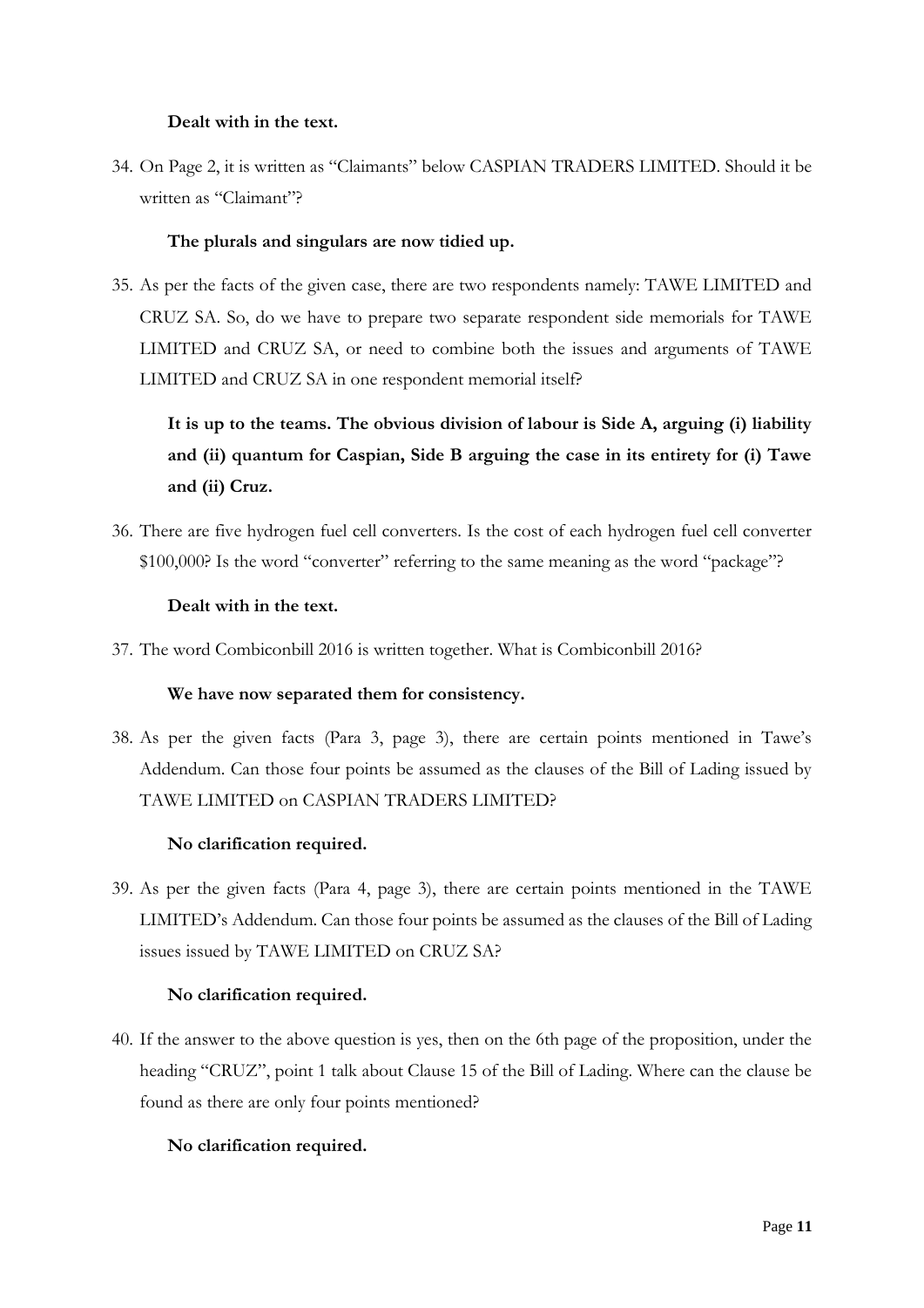**Dealt with in the text.**

34. On Page 2, it is written as "Claimants" below CASPIAN TRADERS LIMITED. Should it be written as "Claimant"?

    **The plurals and singulars are now tidied up.**

35. As per the facts of the given case, there are two respondents namely: TAWE LIMITED and CRUZ SA. So, do we have to prepare two separate respondent side memorials for TAWE LIMITED and CRUZ SA, or need to combine both the issues and arguments of TAWE LIMITED and CRUZ SA in one respondent memorial itself?

    **It is up to the teams. The obvious division of labour is Side A, arguing (i) liability and (ii) quantum for Caspian, Side B arguing the case in its entirety for (i) Tawe and (ii) Cruz.**

36. There are five hydrogen fuel cell converters. Is the cost of each hydrogen fuel cell converter $100,000? Is the word "converter" referring to the same meaning as the word "package"?

    **Dealt with in the text.**

37. The word Combiconbill 2016 is written together. What is Combiconbill 2016?

    **We have now separated them for consistency.**

38. As per the given facts (Para 3, page 3), there are certain points mentioned in Tawe's Addendum. Can those four points be assumed as the clauses of the Bill of Lading issued by TAWE LIMITED on CASPIAN TRADERS LIMITED?

    **No clarification required.**

39. As per the given facts (Para 4, page 3), there are certain points mentioned in the TAWE LIMITED's Addendum. Can those four points be assumed as the clauses of the Bill of Lading issues issued by TAWE LIMITED on CRUZ SA?

    **No clarification required.**

40. If the answer to the above question is yes, then on the 6th page of the proposition, under the heading "CRUZ", point 1 talk about Clause 15 of the Bill of Lading. Where can the clause be found as there are only four points mentioned?

    **No clarification required.**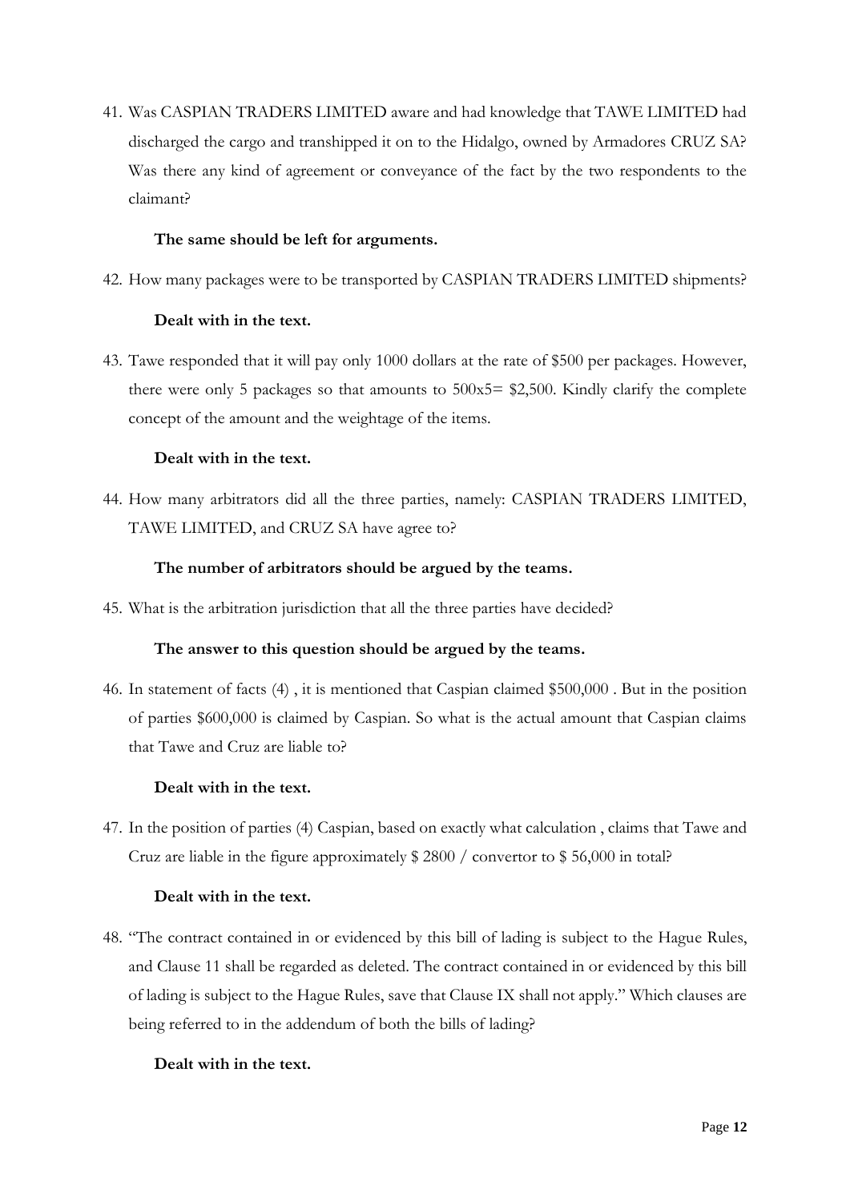41. Was CASPIAN TRADERS LIMITED aware and had knowledge that TAWE LIMITED had discharged the cargo and transhipped it on to the Hidalgo, owned by Armadores CRUZ SA? Was there any kind of agreement or conveyance of the fact by the two respondents to the claimant?

    **The same should be left for arguments.**

42. How many packages were to be transported by CASPIAN TRADERS LIMITED shipments?

    **Dealt with in the text.**

43. Tawe responded that it will pay only 1000 dollars at the rate of $500 per packages. However, there were only 5 packages so that amounts to 500x5= $2,500. Kindly clarify the complete concept of the amount and the weightage of the items.

    **Dealt with in the text.**

44. How many arbitrators did all the three parties, namely: CASPIAN TRADERS LIMITED, TAWE LIMITED, and CRUZ SA have agree to?

    **The number of arbitrators should be argued by the teams.**

45. What is the arbitration jurisdiction that all the three parties have decided?

    **The answer to this question should be argued by the teams.**

46. In statement of facts (4) , it is mentioned that Caspian claimed $500,000 . But in the position of parties $600,000 is claimed by Caspian. So what is the actual amount that Caspian claims that Tawe and Cruz are liable to?

    **Dealt with in the text.**

47. In the position of parties (4) Caspian, based on exactly what calculation , claims that Tawe and Cruz are liable in the figure approximately $ 2800 / convertor to $ 56,000 in total?

    **Dealt with in the text.**

48. "The contract contained in or evidenced by this bill of lading is subject to the Hague Rules, and Clause 11 shall be regarded as deleted. The contract contained in or evidenced by this bill of lading is subject to the Hague Rules, save that Clause IX shall not apply." Which clauses are being referred to in the addendum of both the bills of lading?

    **Dealt with in the text.**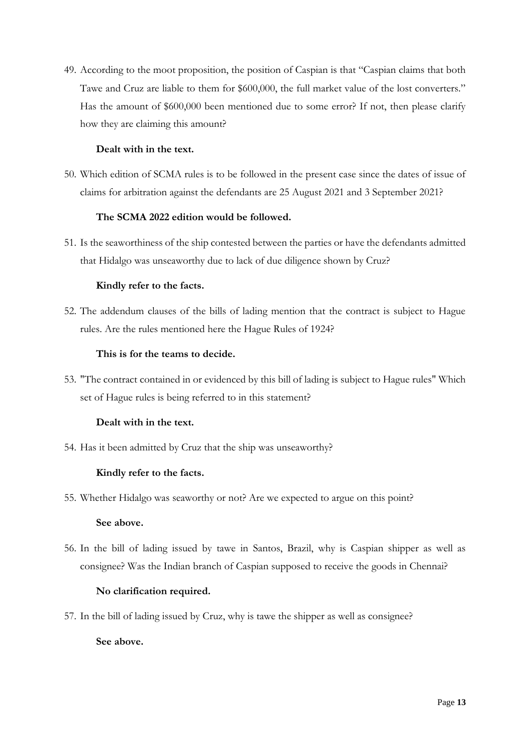49. According to the moot proposition, the position of Caspian is that "Caspian claims that both Tawe and Cruz are liable to them for $600,000, the full market value of the lost converters." Has the amount of $600,000 been mentioned due to some error? If not, then please clarify how they are claiming this amount?

    **Dealt with in the text.**

50. Which edition of SCMA rules is to be followed in the present case since the dates of issue of claims for arbitration against the defendants are 25 August 2021 and 3 September 2021?

    **The SCMA 2022 edition would be followed.**

51. Is the seaworthiness of the ship contested between the parties or have the defendants admitted that Hidalgo was unseaworthy due to lack of due diligence shown by Cruz?

    **Kindly refer to the facts.**

52. The addendum clauses of the bills of lading mention that the contract is subject to Hague rules. Are the rules mentioned here the Hague Rules of 1924?

    **This is for the teams to decide.**

53. "The contract contained in or evidenced by this bill of lading is subject to Hague rules" Which set of Hague rules is being referred to in this statement?

    **Dealt with in the text.**

54. Has it been admitted by Cruz that the ship was unseaworthy?

    **Kindly refer to the facts.**

55. Whether Hidalgo was seaworthy or not? Are we expected to argue on this point?

    **See above.**

56. In the bill of lading issued by tawe in Santos, Brazil, why is Caspian shipper as well as consignee? Was the Indian branch of Caspian supposed to receive the goods in Chennai?

    **No clarification required.**

57. In the bill of lading issued by Cruz, why is tawe the shipper as well as consignee?

    **See above.**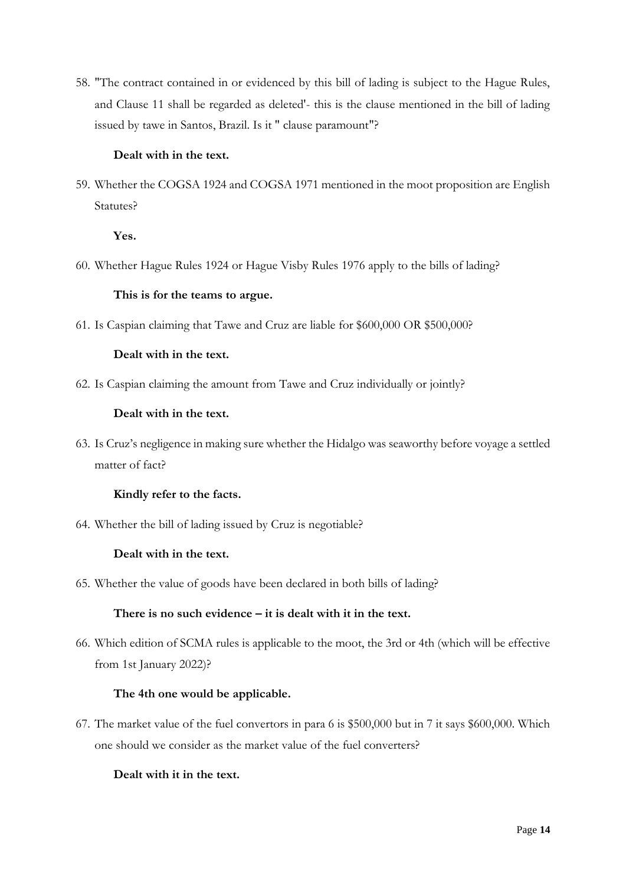58. "The contract contained in or evidenced by this bill of lading is subject to the Hague Rules, and Clause 11 shall be regarded as deleted'- this is the clause mentioned in the bill of lading issued by tawe in Santos, Brazil. Is it " clause paramount"?

    **Dealt with in the text.**

59. Whether the COGSA 1924 and COGSA 1971 mentioned in the moot proposition are English Statutes?

    **Yes.**

60. Whether Hague Rules 1924 or Hague Visby Rules 1976 apply to the bills of lading?

    **This is for the teams to argue.**

61. Is Caspian claiming that Tawe and Cruz are liable for $600,000 OR $500,000?

    **Dealt with in the text.**

62. Is Caspian claiming the amount from Tawe and Cruz individually or jointly?

    **Dealt with in the text.**

63. Is Cruz's negligence in making sure whether the Hidalgo was seaworthy before voyage a settled matter of fact?

    **Kindly refer to the facts.**

64. Whether the bill of lading issued by Cruz is negotiable?

    **Dealt with in the text.**

65. Whether the value of goods have been declared in both bills of lading?

    **There is no such evidence – it is dealt with it in the text.**

66. Which edition of SCMA rules is applicable to the moot, the 3rd or 4th (which will be effective from 1st January 2022)?

    **The 4th one would be applicable.**

67. The market value of the fuel convertors in para 6 is $500,000 but in 7 it says $600,000. Which one should we consider as the market value of the fuel converters?

    **Dealt with it in the text.**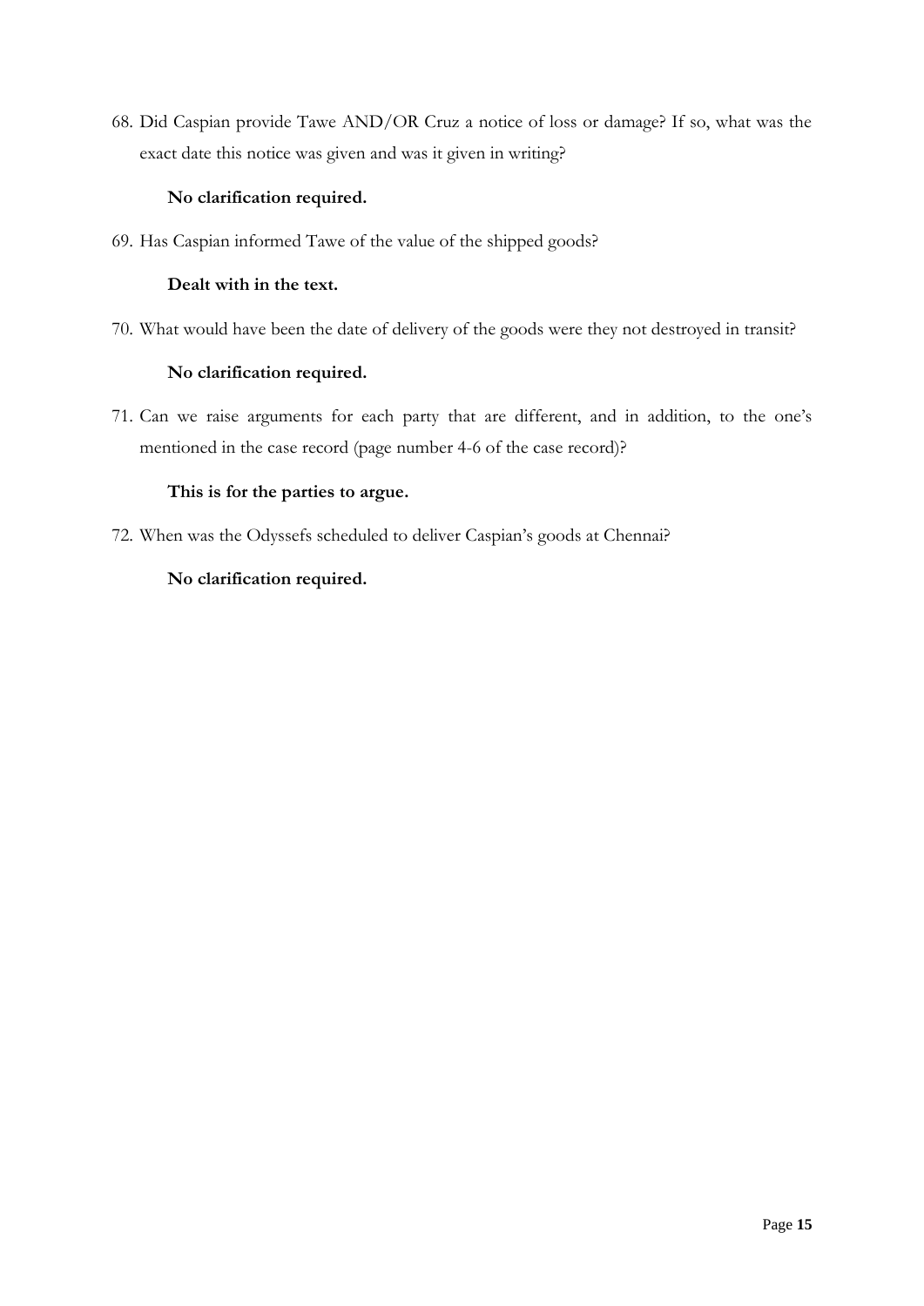68. Did Caspian provide Tawe AND/OR Cruz a notice of loss or damage? If so, what was the exact date this notice was given and was it given in writing?

    **No clarification required.**

69. Has Caspian informed Tawe of the value of the shipped goods?

    **Dealt with in the text.**

70. What would have been the date of delivery of the goods were they not destroyed in transit?

    **No clarification required.**

71. Can we raise arguments for each party that are different, and in addition, to the one's mentioned in the case record (page number 4-6 of the case record)?

    **This is for the parties to argue.**

72. When was the Odyssefs scheduled to deliver Caspian's goods at Chennai?

    **No clarification required.**